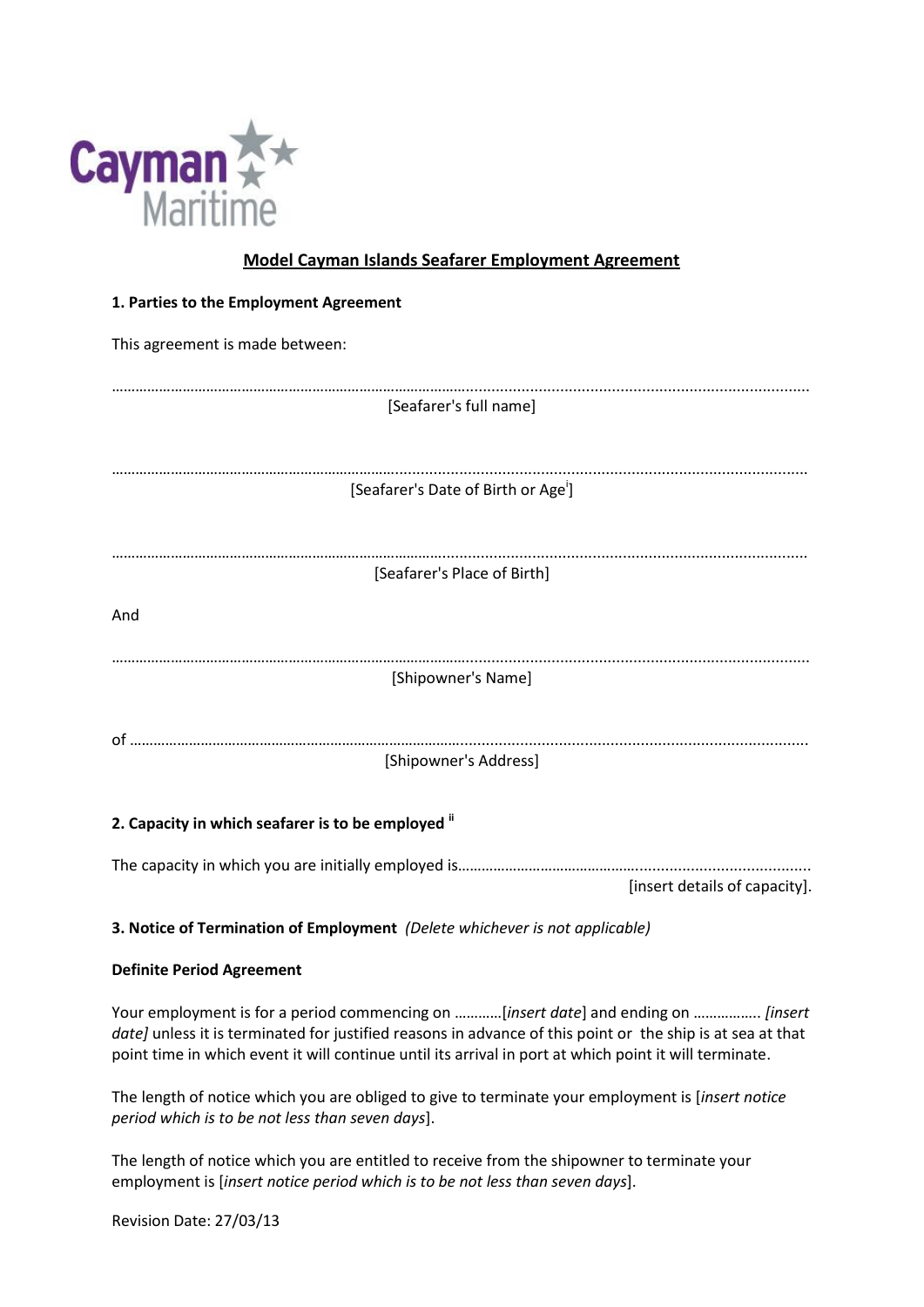Cayman Maritime

## Model Cayman Islands Seafarer Employment Agreement

**1. Parties to the Employment Agreement**

This agreement is made between:

……………………………………………………………………………………………………………………………………

[Seafarer's full name]

……………………………………………………………………………………………………………………………………

[Seafarer's Date of Birth or Age[i]]

……………………………………………………………………………………………………………………………………

[Seafarer's Place of Birth]

And

……………………………………………………………………………………………………………………………………

[Shipowner's Name]

of ………………………………………………………………………………………………………………………………

[Shipowner's Address]

**2. Capacity in which seafarer is to be employed [ii]**

The capacity in which you are initially employed is…………………………………………………………………… [insert details of capacity].

**3. Notice of Termination of Employment** *(Delete whichever is not applicable)*

**Definite Period Agreement**

Your employment is for a period commencing on …………[*insert date*] and ending on …………….. *[insert date]* unless it is terminated for justified reasons in advance of this point or the ship is at sea at that point time in which event it will continue until its arrival in port at which point it will terminate.

The length of notice which you are obliged to give to terminate your employment is [*insert notice period which is to be not less than seven days*].

The length of notice which you are entitled to receive from the shipowner to terminate your employment is [*insert notice period which is to be not less than seven days*].

Revision Date: 27/03/13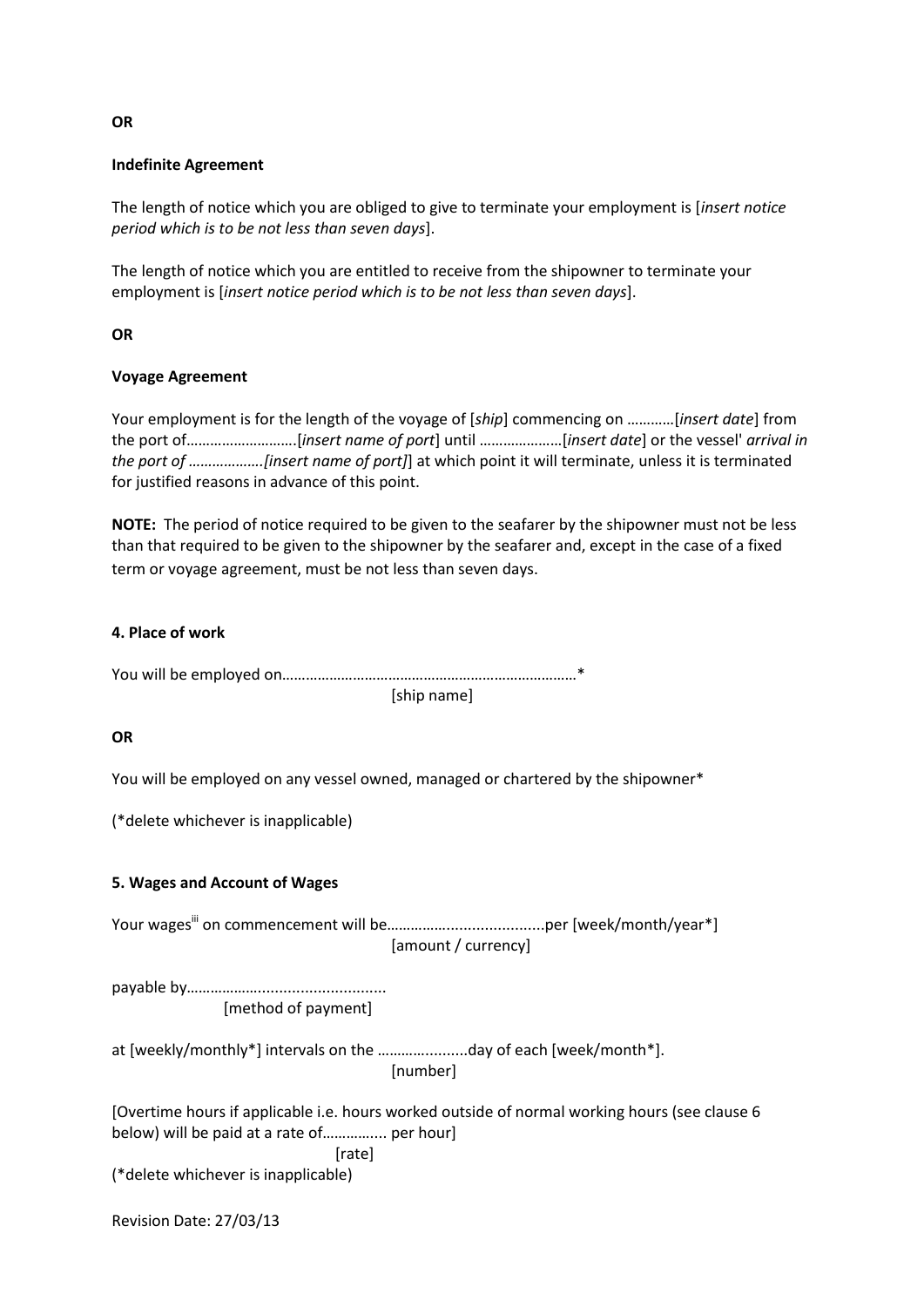**OR**

**Indefinite Agreement**

The length of notice which you are obliged to give to terminate your employment is [*insert notice period which is to be not less than seven days*].

The length of notice which you are entitled to receive from the shipowner to terminate your employment is [*insert notice period which is to be not less than seven days*].

**OR**

**Voyage Agreement**

Your employment is for the length of the voyage of [*ship*] commencing on …………[*insert date*] from the port of……………………….[*insert name of port*] until …………………[*insert date*] or the vessel' *arrival in the port of ……………….[insert name of port]*] at which point it will terminate, unless it is terminated for justified reasons in advance of this point.

**NOTE:** The period of notice required to be given to the seafarer by the shipowner must not be less than that required to be given to the shipowner by the seafarer and, except in the case of a fixed term or voyage agreement, must be not less than seven days.

**4. Place of work**

You will be employed on………………………………………………………………*
[ship name]

**OR**

You will be employed on any vessel owned, managed or chartered by the shipowner*

(*delete whichever is inapplicable)

**5. Wages and Account of Wages**

Your wages[iii] on commencement will be………………......................per [week/month/year*]
[amount / currency]

payable by……………..............................
[method of payment]

at [weekly/monthly*] intervals on the …………..........day of each [week/month*].
[number]

[Overtime hours if applicable i.e. hours worked outside of normal working hours (see clause 6 below) will be paid at a rate of…………..... per hour]
[rate]

(*delete whichever is inapplicable)

Revision Date: 27/03/13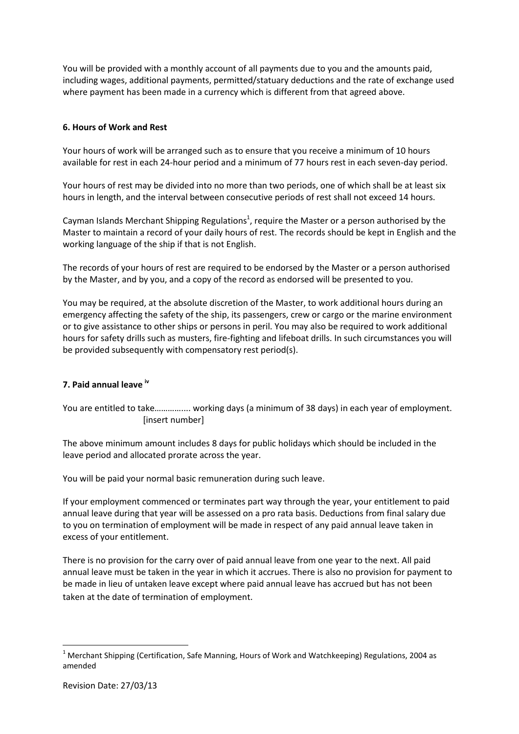You will be provided with a monthly account of all payments due to you and the amounts paid, including wages, additional payments, permitted/statuary deductions and the rate of exchange used where payment has been made in a currency which is different from that agreed above.

**6. Hours of Work and Rest**

Your hours of work will be arranged such as to ensure that you receive a minimum of 10 hours available for rest in each 24-hour period and a minimum of 77 hours rest in each seven-day period.

Your hours of rest may be divided into no more than two periods, one of which shall be at least six hours in length, and the interval between consecutive periods of rest shall not exceed 14 hours.

Cayman Islands Merchant Shipping Regulations[1], require the Master or a person authorised by the Master to maintain a record of your daily hours of rest. The records should be kept in English and the working language of the ship if that is not English.

The records of your hours of rest are required to be endorsed by the Master or a person authorised by the Master, and by you, and a copy of the record as endorsed will be presented to you.

You may be required, at the absolute discretion of the Master, to work additional hours during an emergency affecting the safety of the ship, its passengers, crew or cargo or the marine environment or to give assistance to other ships or persons in peril. You may also be required to work additional hours for safety drills such as musters, fire-fighting and lifeboat drills. In such circumstances you will be provided subsequently with compensatory rest period(s).

**7. Paid annual leave [iv]**

You are entitled to take…………..... working days (a minimum of 38 days) in each year of employment.
[insert number]

The above minimum amount includes 8 days for public holidays which should be included in the leave period and allocated prorate across the year.

You will be paid your normal basic remuneration during such leave.

If your employment commenced or terminates part way through the year, your entitlement to paid annual leave during that year will be assessed on a pro rata basis. Deductions from final salary due to you on termination of employment will be made in respect of any paid annual leave taken in excess of your entitlement.

There is no provision for the carry over of paid annual leave from one year to the next. All paid annual leave must be taken in the year in which it accrues. There is also no provision for payment to be made in lieu of untaken leave except where paid annual leave has accrued but has not been taken at the date of termination of employment.

[1] Merchant Shipping (Certification, Safe Manning, Hours of Work and Watchkeeping) Regulations, 2004 as amended

Revision Date: 27/03/13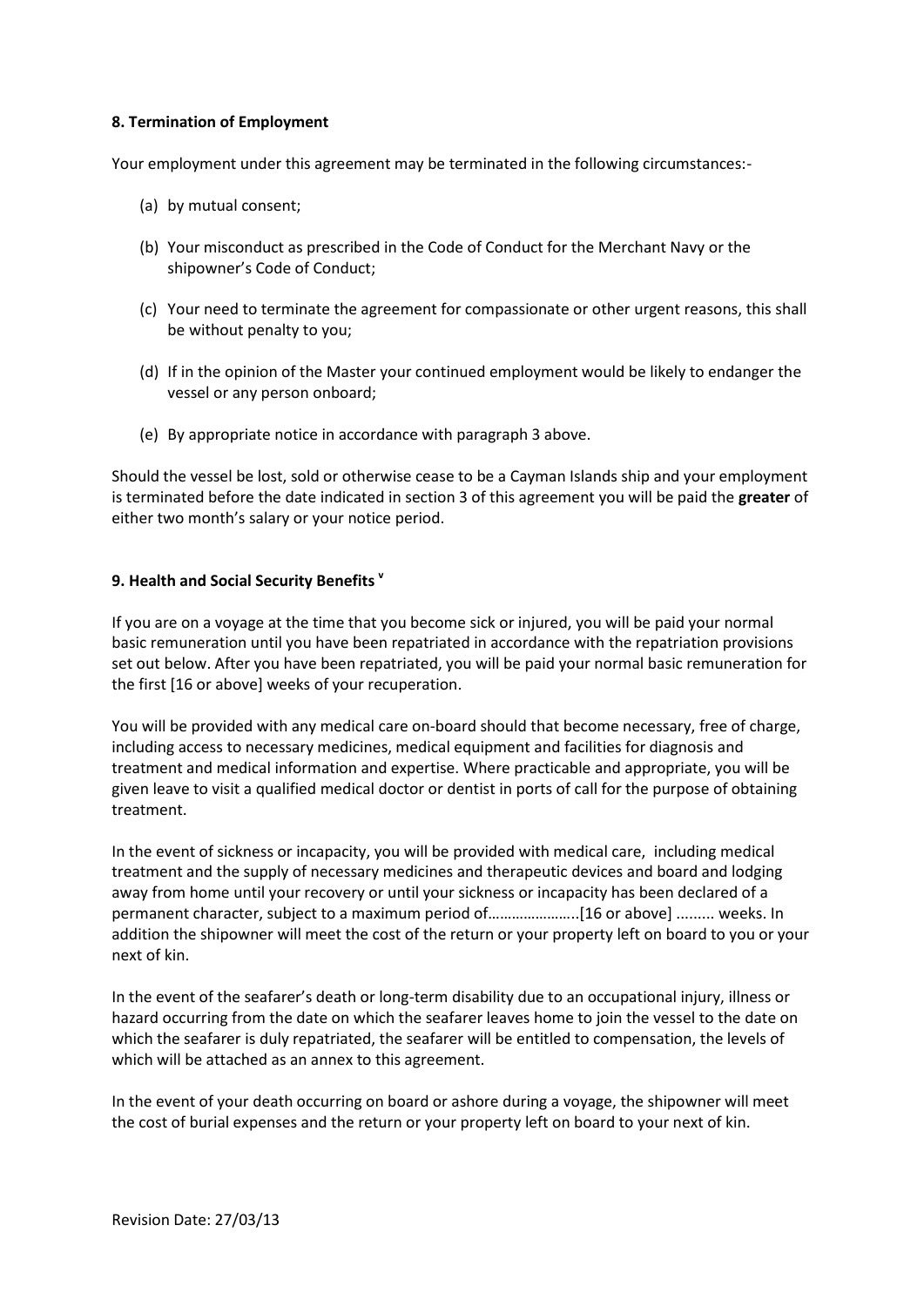**8. Termination of Employment**

Your employment under this agreement may be terminated in the following circumstances:-

(a) by mutual consent;

(b) Your misconduct as prescribed in the Code of Conduct for the Merchant Navy or the shipowner's Code of Conduct;

(c) Your need to terminate the agreement for compassionate or other urgent reasons, this shall be without penalty to you;

(d) If in the opinion of the Master your continued employment would be likely to endanger the vessel or any person onboard;

(e) By appropriate notice in accordance with paragraph 3 above.

Should the vessel be lost, sold or otherwise cease to be a Cayman Islands ship and your employment is terminated before the date indicated in section 3 of this agreement you will be paid the **greater** of either two month's salary or your notice period.

**9. Health and Social Security Benefits [v]**

If you are on a voyage at the time that you become sick or injured, you will be paid your normal basic remuneration until you have been repatriated in accordance with the repatriation provisions set out below. After you have been repatriated, you will be paid your normal basic remuneration for the first [16 or above] weeks of your recuperation.

You will be provided with any medical care on-board should that become necessary, free of charge, including access to necessary medicines, medical equipment and facilities for diagnosis and treatment and medical information and expertise. Where practicable and appropriate, you will be given leave to visit a qualified medical doctor or dentist in ports of call for the purpose of obtaining treatment.

In the event of sickness or incapacity, you will be provided with medical care, including medical treatment and the supply of necessary medicines and therapeutic devices and board and lodging away from home until your recovery or until your sickness or incapacity has been declared of a permanent character, subject to a maximum period of…………………..[16 or above] ......... weeks. In addition the shipowner will meet the cost of the return or your property left on board to you or your next of kin.

In the event of the seafarer's death or long-term disability due to an occupational injury, illness or hazard occurring from the date on which the seafarer leaves home to join the vessel to the date on which the seafarer is duly repatriated, the seafarer will be entitled to compensation, the levels of which will be attached as an annex to this agreement.

In the event of your death occurring on board or ashore during a voyage, the shipowner will meet the cost of burial expenses and the return or your property left on board to your next of kin.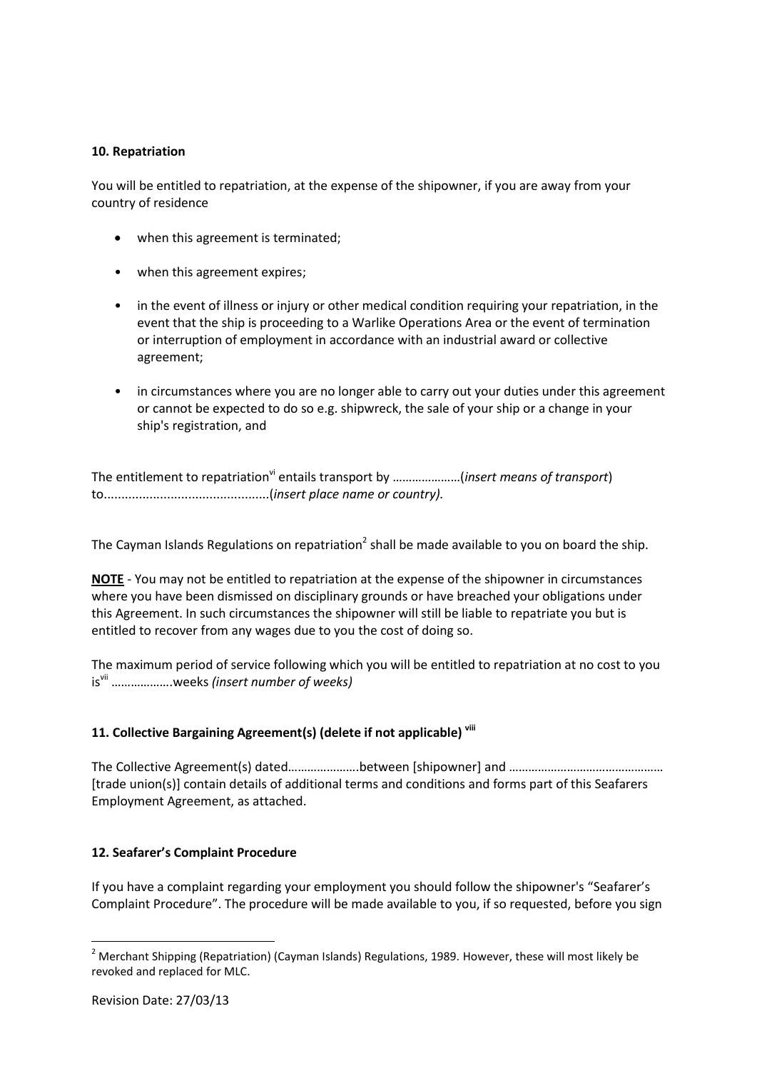**10. Repatriation**

You will be entitled to repatriation, at the expense of the shipowner, if you are away from your country of residence

- when this agreement is terminated;
- when this agreement expires;
- in the event of illness or injury or other medical condition requiring your repatriation, in the event that the ship is proceeding to a Warlike Operations Area or the event of termination or interruption of employment in accordance with an industrial award or collective agreement;
- in circumstances where you are no longer able to carry out your duties under this agreement or cannot be expected to do so e.g. shipwreck, the sale of your ship or a change in your ship's registration, and

The entitlement to repatriation[vi] entails transport by …………………(*insert means of transport*) to...............................................(*insert place name or country).*

The Cayman Islands Regulations on repatriation[2] shall be made available to you on board the ship.

**NOTE** - You may not be entitled to repatriation at the expense of the shipowner in circumstances where you have been dismissed on disciplinary grounds or have breached your obligations under this Agreement. In such circumstances the shipowner will still be liable to repatriate you but is entitled to recover from any wages due to you the cost of doing so.

The maximum period of service following which you will be entitled to repatriation at no cost to you is[vii] ……………….weeks *(insert number of weeks)*

**11. Collective Bargaining Agreement(s) (delete if not applicable) [viii]**

The Collective Agreement(s) dated………………….between [shipowner] and ………………………………………… [trade union(s)] contain details of additional terms and conditions and forms part of this Seafarers Employment Agreement, as attached.

**12. Seafarer's Complaint Procedure**

If you have a complaint regarding your employment you should follow the shipowner's "Seafarer's Complaint Procedure". The procedure will be made available to you, if so requested, before you sign

---

[2] Merchant Shipping (Repatriation) (Cayman Islands) Regulations, 1989. However, these will most likely be revoked and replaced for MLC.

Revision Date: 27/03/13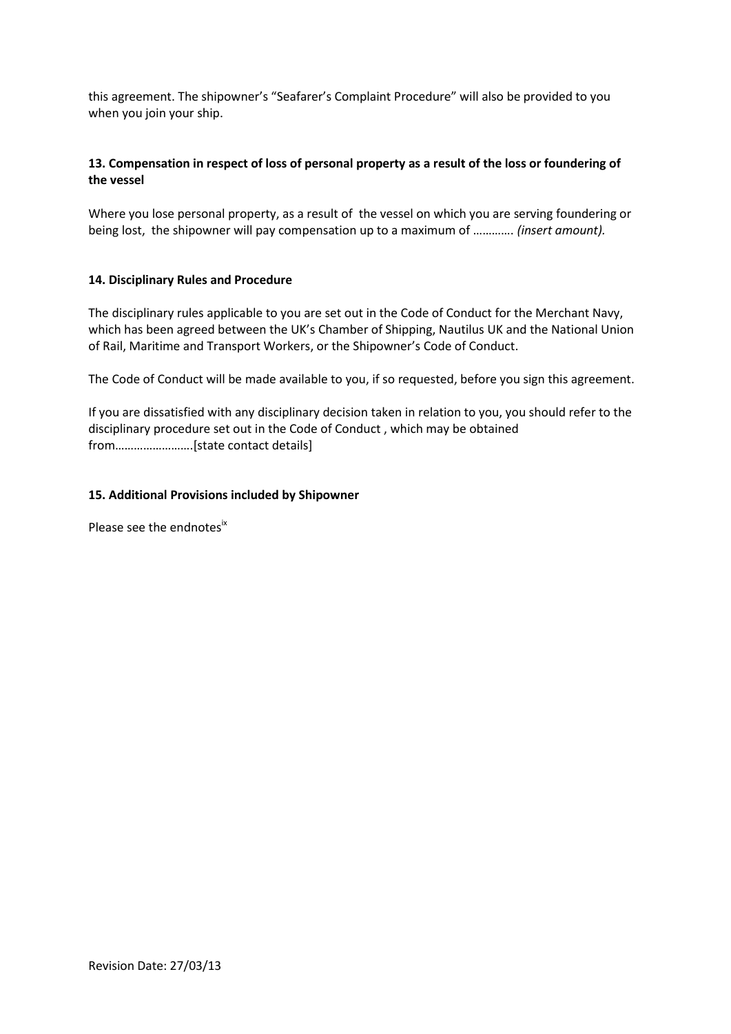this agreement. The shipowner's "Seafarer's Complaint Procedure" will also be provided to you when you join your ship.

### 13. Compensation in respect of loss of personal property as a result of the loss or foundering of the vessel

Where you lose personal property, as a result of the vessel on which you are serving foundering or being lost, the shipowner will pay compensation up to a maximum of …………. *(insert amount).*

### 14. Disciplinary Rules and Procedure

The disciplinary rules applicable to you are set out in the Code of Conduct for the Merchant Navy, which has been agreed between the UK's Chamber of Shipping, Nautilus UK and the National Union of Rail, Maritime and Transport Workers, or the Shipowner's Code of Conduct.

The Code of Conduct will be made available to you, if so requested, before you sign this agreement.

If you are dissatisfied with any disciplinary decision taken in relation to you, you should refer to the disciplinary procedure set out in the Code of Conduct , which may be obtained from…………………….[state contact details]

### 15. Additional Provisions included by Shipowner

Please see the endnotes[ix]

Revision Date: 27/03/13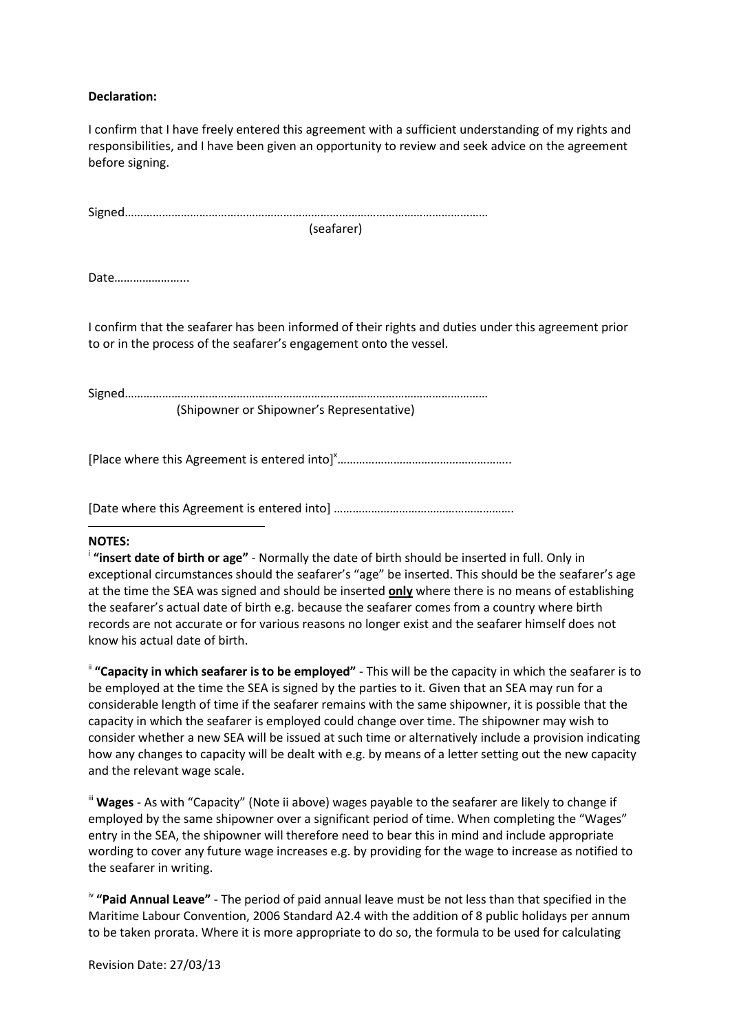**Declaration:**

I confirm that I have freely entered this agreement with a sufficient understanding of my rights and responsibilities, and I have been given an opportunity to review and seek advice on the agreement before signing.

Signed……………………………………………………………………………………………………

(seafarer)

Date…………………..

I confirm that the seafarer has been informed of their rights and duties under this agreement prior to or in the process of the seafarer's engagement onto the vessel.

Signed……………………………………………………………………………………………………

(Shipowner or Shipowner's Representative)

[Place where this Agreement is entered into][x]………………………………………………..

[Date where this Agreement is entered into] ………………………………………………….

---

**NOTES:**

[i] **"insert date of birth or age"** - Normally the date of birth should be inserted in full. Only in exceptional circumstances should the seafarer's "age" be inserted. This should be the seafarer's age at the time the SEA was signed and should be inserted **only** where there is no means of establishing the seafarer's actual date of birth e.g. because the seafarer comes from a country where birth records are not accurate or for various reasons no longer exist and the seafarer himself does not know his actual date of birth.

[ii] **"Capacity in which seafarer is to be employed"** - This will be the capacity in which the seafarer is to be employed at the time the SEA is signed by the parties to it. Given that an SEA may run for a considerable length of time if the seafarer remains with the same shipowner, it is possible that the capacity in which the seafarer is employed could change over time. The shipowner may wish to consider whether a new SEA will be issued at such time or alternatively include a provision indicating how any changes to capacity will be dealt with e.g. by means of a letter setting out the new capacity and the relevant wage scale.

[iii] **Wages** - As with "Capacity" (Note ii above) wages payable to the seafarer are likely to change if employed by the same shipowner over a significant period of time. When completing the "Wages" entry in the SEA, the shipowner will therefore need to bear this in mind and include appropriate wording to cover any future wage increases e.g. by providing for the wage to increase as notified to the seafarer in writing.

[iv] **"Paid Annual Leave"** - The period of paid annual leave must be not less than that specified in the Maritime Labour Convention, 2006 Standard A2.4 with the addition of 8 public holidays per annum to be taken prorata. Where it is more appropriate to do so, the formula to be used for calculating

Revision Date: 27/03/13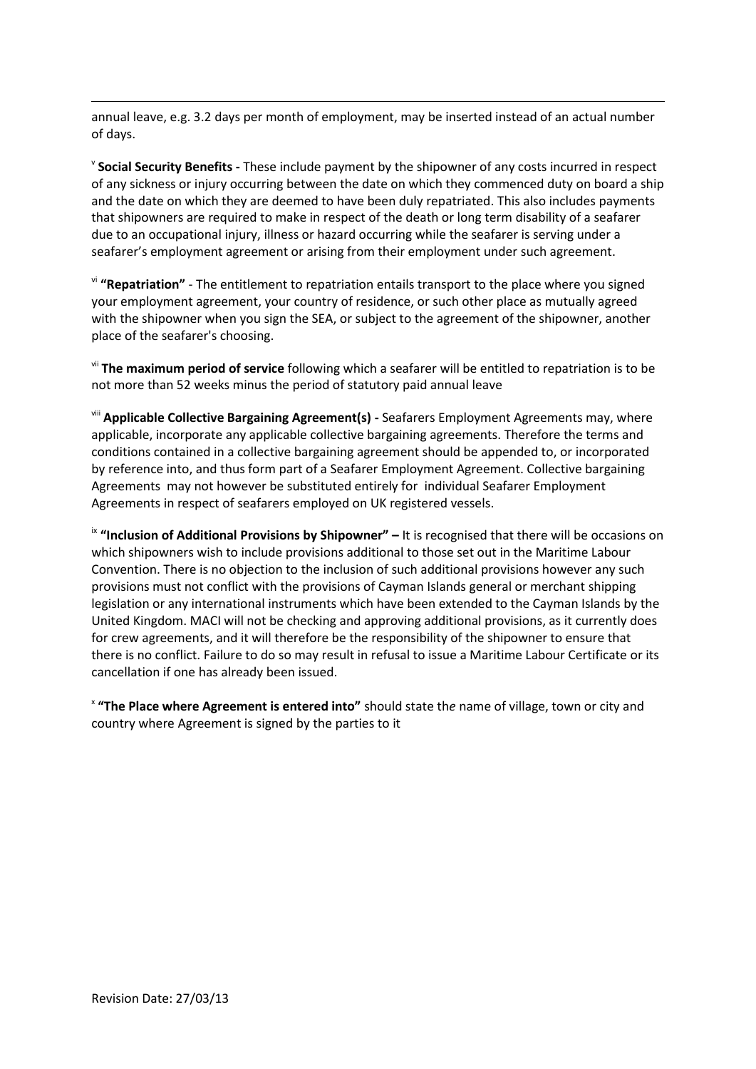annual leave, e.g. 3.2 days per month of employment, may be inserted instead of an actual number of days.

[v] **Social Security Benefits -** These include payment by the shipowner of any costs incurred in respect of any sickness or injury occurring between the date on which they commenced duty on board a ship and the date on which they are deemed to have been duly repatriated. This also includes payments that shipowners are required to make in respect of the death or long term disability of a seafarer due to an occupational injury, illness or hazard occurring while the seafarer is serving under a seafarer's employment agreement or arising from their employment under such agreement.

[vi] **"Repatriation"** - The entitlement to repatriation entails transport to the place where you signed your employment agreement, your country of residence, or such other place as mutually agreed with the shipowner when you sign the SEA, or subject to the agreement of the shipowner, another place of the seafarer's choosing.

[vii] **The maximum period of service** following which a seafarer will be entitled to repatriation is to be not more than 52 weeks minus the period of statutory paid annual leave

[viii] **Applicable Collective Bargaining Agreement(s) -** Seafarers Employment Agreements may, where applicable, incorporate any applicable collective bargaining agreements. Therefore the terms and conditions contained in a collective bargaining agreement should be appended to, or incorporated by reference into, and thus form part of a Seafarer Employment Agreement. Collective bargaining Agreements may not however be substituted entirely for individual Seafarer Employment Agreements in respect of seafarers employed on UK registered vessels.

[ix] **"Inclusion of Additional Provisions by Shipowner" –** It is recognised that there will be occasions on which shipowners wish to include provisions additional to those set out in the Maritime Labour Convention. There is no objection to the inclusion of such additional provisions however any such provisions must not conflict with the provisions of Cayman Islands general or merchant shipping legislation or any international instruments which have been extended to the Cayman Islands by the United Kingdom. MACI will not be checking and approving additional provisions, as it currently does for crew agreements, and it will therefore be the responsibility of the shipowner to ensure that there is no conflict. Failure to do so may result in refusal to issue a Maritime Labour Certificate or its cancellation if one has already been issued.

[x] **"The Place where Agreement is entered into"** should state the name of village, town or city and country where Agreement is signed by the parties to it

Revision Date: 27/03/13